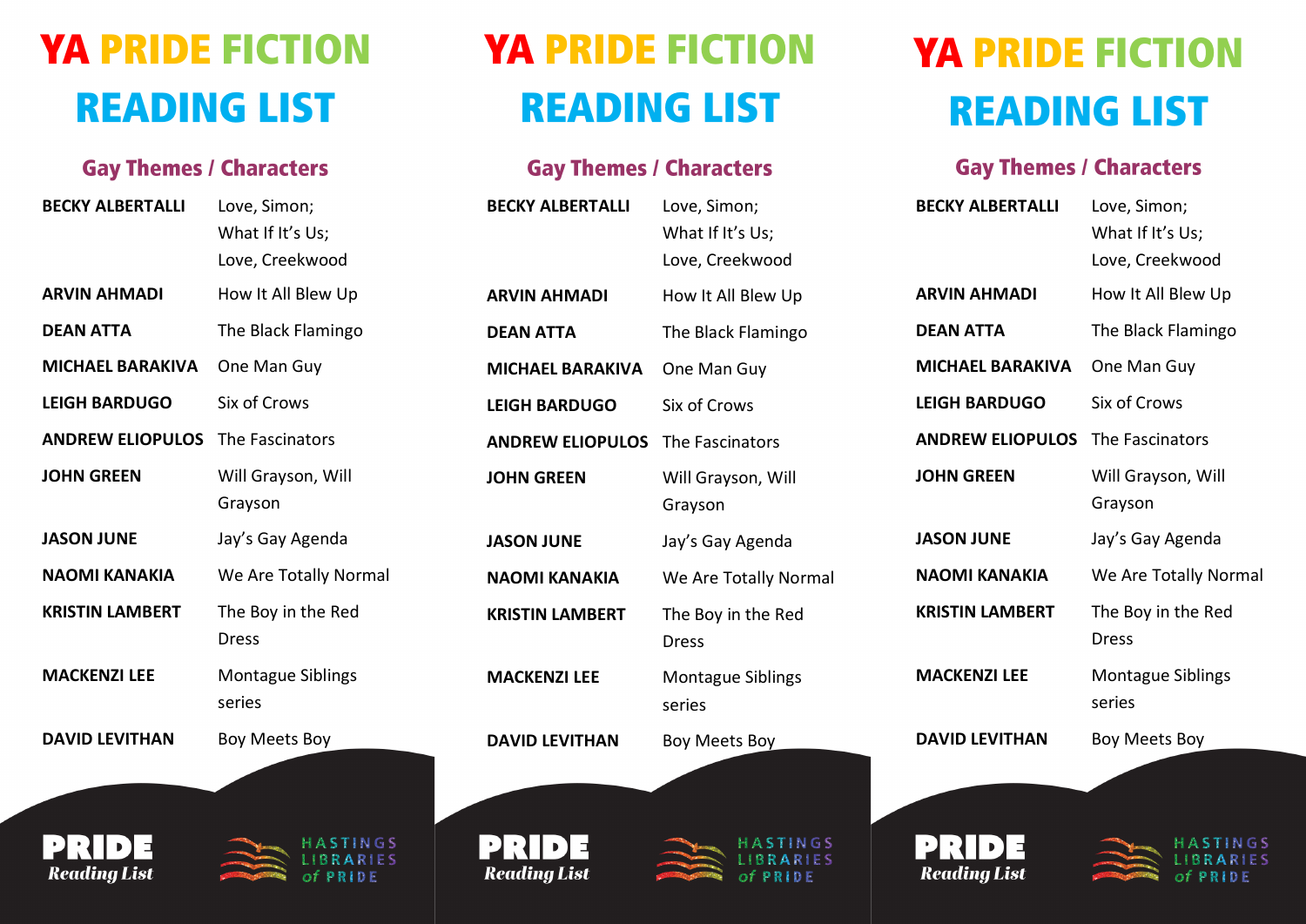# YA PRIDE FICTION READING LIST

## Gay Themes / Characters

| Author | Title(s) |
|---|---|
| **BECKY ALBERTALLI** | Love, Simon; What If It's Us; Love, Creekwood |
| **ARVIN AHMADI** | How It All Blew Up |
| **DEAN ATTA** | The Black Flamingo |
| **MICHAEL BARAKIVA** | One Man Guy |
| **LEIGH BARDUGO** | Six of Crows |
| **ANDREW ELIOPULOS** | The Fascinators |
| **JOHN GREEN** | Will Grayson, Will Grayson |
| **JASON JUNE** | Jay's Gay Agenda |
| **NAOMI KANAKIA** | We Are Totally Normal |
| **KRISTIN LAMBERT** | The Boy in the Red Dress |
| **MACKENZI LEE** | Montague Siblings series |
| **DAVID LEVITHAN** | Boy Meets Boy |

**PRIDE** *Reading List*

HASTINGS LIBRARIES *of* PRIDE

# YA PRIDE FICTION READING LIST

## Gay Themes / Characters

| Author | Title(s) |
|---|---|
| **BECKY ALBERTALLI** | Love, Simon; What If It's Us; Love, Creekwood |
| **ARVIN AHMADI** | How It All Blew Up |
| **DEAN ATTA** | The Black Flamingo |
| **MICHAEL BARAKIVA** | One Man Guy |
| **LEIGH BARDUGO** | Six of Crows |
| **ANDREW ELIOPULOS** | The Fascinators |
| **JOHN GREEN** | Will Grayson, Will Grayson |
| **JASON JUNE** | Jay's Gay Agenda |
| **NAOMI KANAKIA** | We Are Totally Normal |
| **KRISTIN LAMBERT** | The Boy in the Red Dress |
| **MACKENZI LEE** | Montague Siblings series |
| **DAVID LEVITHAN** | Boy Meets Boy |

**PRIDE** *Reading List*

HASTINGS LIBRARIES *of* PRIDE

# YA PRIDE FICTION READING LIST

## Gay Themes / Characters

| Author | Title(s) |
|---|---|
| **BECKY ALBERTALLI** | Love, Simon; What If It's Us; Love, Creekwood |
| **ARVIN AHMADI** | How It All Blew Up |
| **DEAN ATTA** | The Black Flamingo |
| **MICHAEL BARAKIVA** | One Man Guy |
| **LEIGH BARDUGO** | Six of Crows |
| **ANDREW ELIOPULOS** | The Fascinators |
| **JOHN GREEN** | Will Grayson, Will Grayson |
| **JASON JUNE** | Jay's Gay Agenda |
| **NAOMI KANAKIA** | We Are Totally Normal |
| **KRISTIN LAMBERT** | The Boy in the Red Dress |
| **MACKENZI LEE** | Montague Siblings series |
| **DAVID LEVITHAN** | Boy Meets Boy |

**PRIDE** *Reading List*

HASTINGS LIBRARIES *of* PRIDE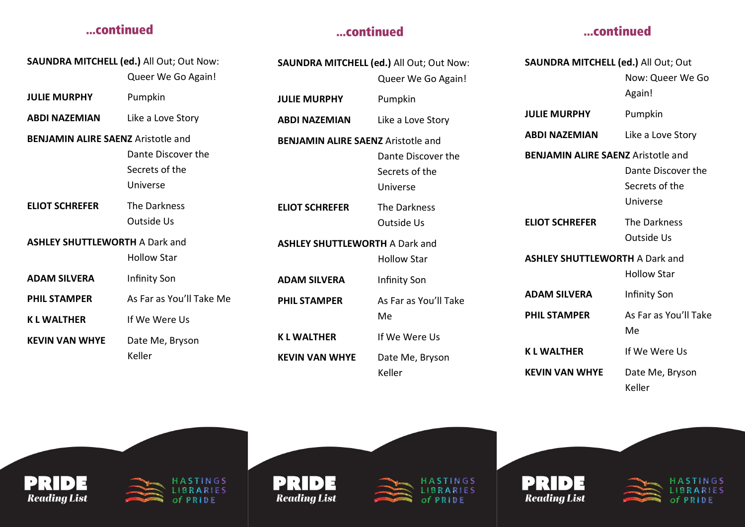## ...continued

**SAUNDRA MITCHELL (ed.)** All Out; Out Now: Queer We Go Again!

**JULIE MURPHY** Pumpkin

**ABDI NAZEMIAN** Like a Love Story

**BENJAMIN ALIRE SAENZ** Aristotle and Dante Discover the Secrets of the Universe

**ELIOT SCHREFER** The Darkness Outside Us

**ASHLEY SHUTTLEWORTH** A Dark and Hollow Star

**ADAM SILVERA** Infinity Son

**PHIL STAMPER** As Far as You'll Take Me

**K L WALTHER** If We Were Us

**KEVIN VAN WHYE** Date Me, Bryson Keller

PRIDE *Reading List*

HASTINGS LIBRARIES *of* PRIDE

## ...continued

**SAUNDRA MITCHELL (ed.)** All Out; Out Now: Queer We Go Again!

**JULIE MURPHY** Pumpkin

**ABDI NAZEMIAN** Like a Love Story

**BENJAMIN ALIRE SAENZ** Aristotle and Dante Discover the Secrets of the Universe

**ELIOT SCHREFER** The Darkness Outside Us

**ASHLEY SHUTTLEWORTH** A Dark and Hollow Star

**ADAM SILVERA** Infinity Son

**PHIL STAMPER** As Far as You'll Take Me

**K L WALTHER** If We Were Us

**KEVIN VAN WHYE** Date Me, Bryson Keller

PRIDE *Reading List*

HASTINGS LIBRARIES *of* PRIDE

## ...continued

**SAUNDRA MITCHELL (ed.)** All Out; Out Now: Queer We Go Again!

**JULIE MURPHY** Pumpkin

**ABDI NAZEMIAN** Like a Love Story

**BENJAMIN ALIRE SAENZ** Aristotle and Dante Discover the Secrets of the Universe

**ELIOT SCHREFER** The Darkness Outside Us

**ASHLEY SHUTTLEWORTH** A Dark and Hollow Star

**ADAM SILVERA** Infinity Son

**PHIL STAMPER** As Far as You'll Take Me

**K L WALTHER** If We Were Us

**KEVIN VAN WHYE** Date Me, Bryson Keller

PRIDE *Reading List*

HASTINGS LIBRARIES *of* PRIDE